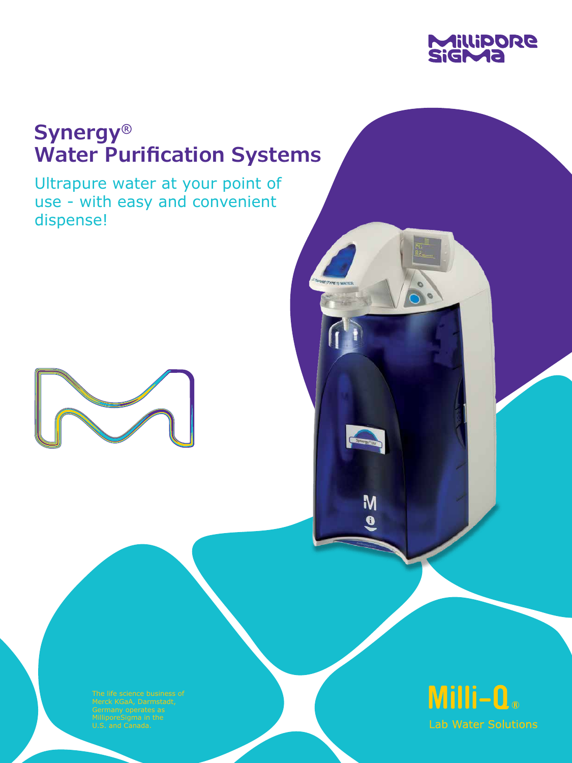MilliporeSigma

# Synergy® Water Purification Systems

## Ultrapure water at your point of use - with easy and convenient dispense!

The life science business of Merck KGaA, Darmstadt, Germany operates as MilliporeSigma in the U.S. and Canada.

Milli-Q®
Lab Water Solutions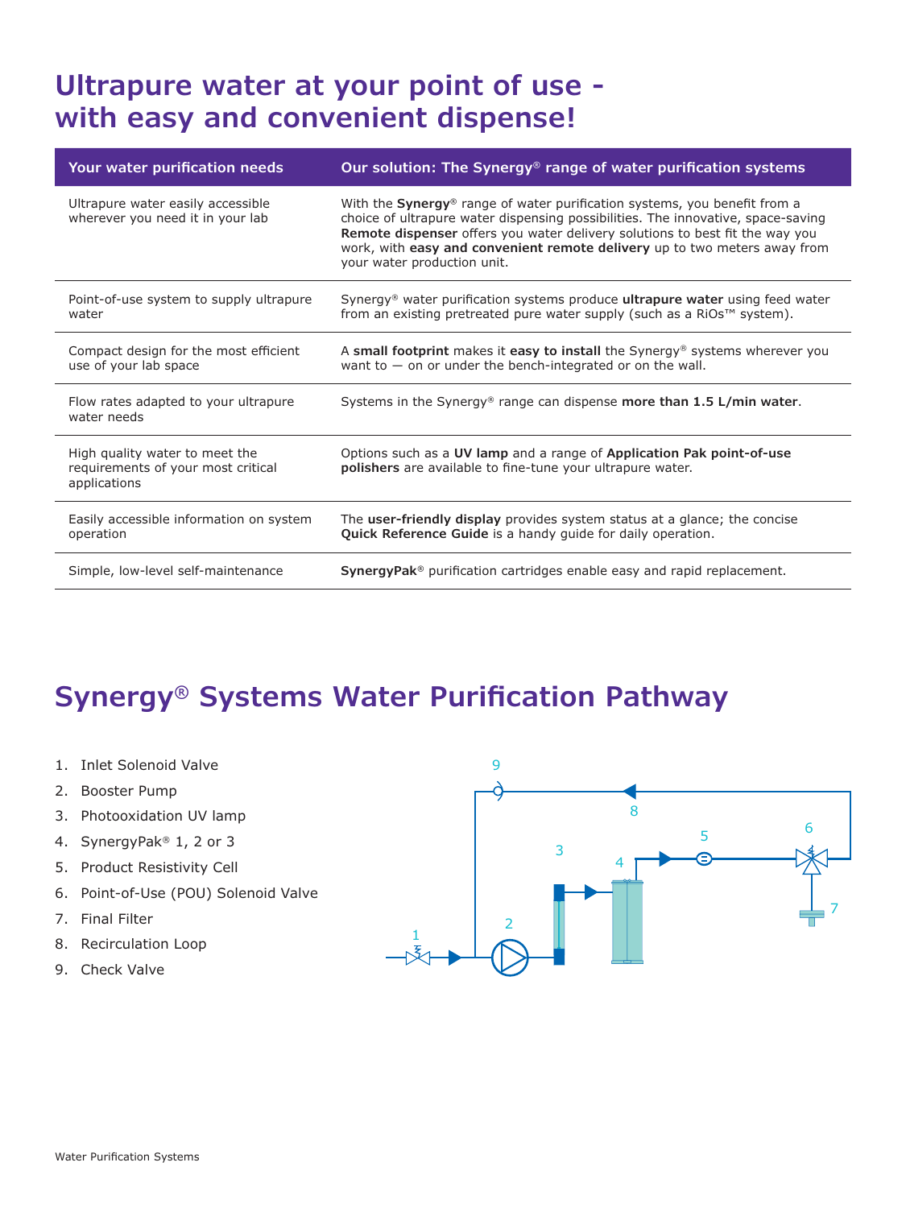# Ultrapure water at your point of use - with easy and convenient dispense!

| Your water purification needs | Our solution: The Synergy® range of water purification systems |
| --- | --- |
| Ultrapure water easily accessible wherever you need it in your lab | With the **Synergy**® range of water purification systems, you benefit from a choice of ultrapure water dispensing possibilities. The innovative, space-saving **Remote dispenser** offers you water delivery solutions to best fit the way you work, with **easy and convenient remote delivery** up to two meters away from your water production unit. |
| Point-of-use system to supply ultrapure water | Synergy® water purification systems produce **ultrapure water** using feed water from an existing pretreated pure water supply (such as a RiOs™ system). |
| Compact design for the most efficient use of your lab space | A **small footprint** makes it **easy to install** the Synergy® systems wherever you want to — on or under the bench-integrated or on the wall. |
| Flow rates adapted to your ultrapure water needs | Systems in the Synergy® range can dispense **more than 1.5 L/min water**. |
| High quality water to meet the requirements of your most critical applications | Options such as a **UV lamp** and a range of **Application Pak point-of-use polishers** are available to fine-tune your ultrapure water. |
| Easily accessible information on system operation | The **user-friendly display** provides system status at a glance; the concise **Quick Reference Guide** is a handy guide for daily operation. |
| Simple, low-level self-maintenance | **SynergyPak**® purification cartridges enable easy and rapid replacement. |

# Synergy® Systems Water Purification Pathway

1. Inlet Solenoid Valve
2. Booster Pump
3. Photooxidation UV lamp
4. SynergyPak® 1, 2 or 3
5. Product Resistivity Cell
6. Point-of-Use (POU) Solenoid Valve
7. Final Filter
8. Recirculation Loop
9. Check Valve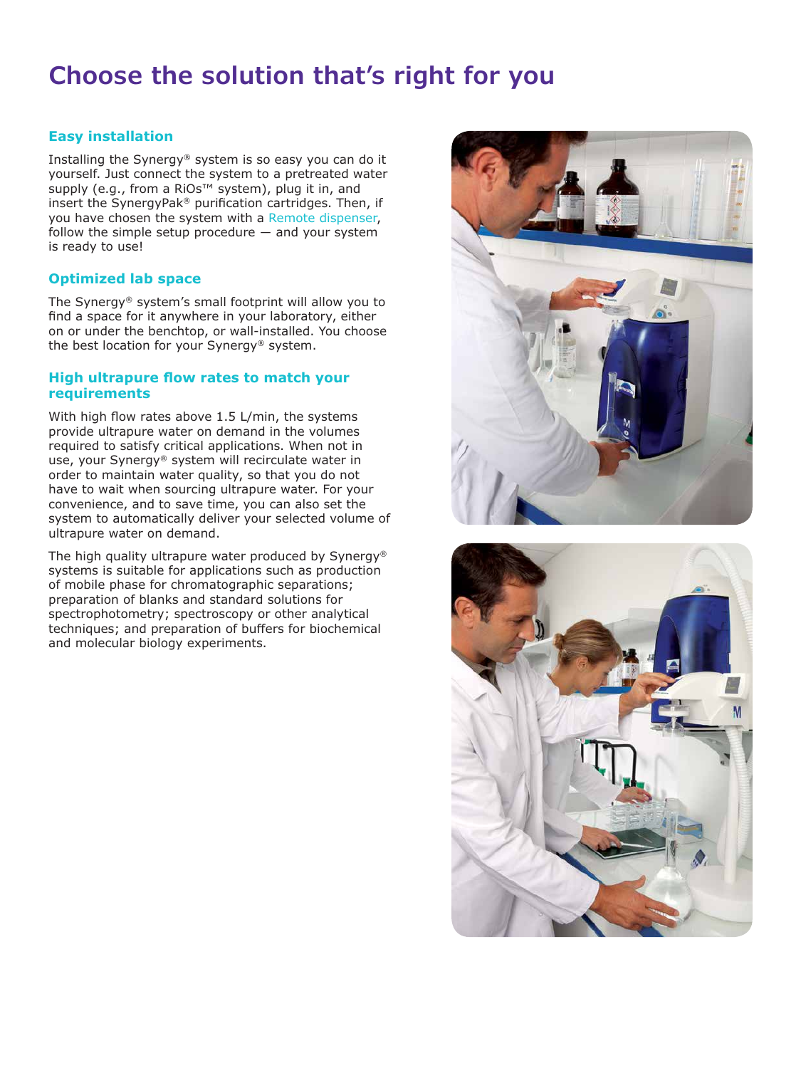# Choose the solution that's right for you

## Easy installation

Installing the Synergy® system is so easy you can do it yourself. Just connect the system to a pretreated water supply (e.g., from a RiOs™ system), plug it in, and insert the SynergyPak® purification cartridges. Then, if you have chosen the system with a Remote dispenser, follow the simple setup procedure — and your system is ready to use!

## Optimized lab space

The Synergy® system's small footprint will allow you to find a space for it anywhere in your laboratory, either on or under the benchtop, or wall-installed. You choose the best location for your Synergy® system.

## High ultrapure flow rates to match your requirements

With high flow rates above 1.5 L/min, the systems provide ultrapure water on demand in the volumes required to satisfy critical applications. When not in use, your Synergy® system will recirculate water in order to maintain water quality, so that you do not have to wait when sourcing ultrapure water. For your convenience, and to save time, you can also set the system to automatically deliver your selected volume of ultrapure water on demand.

The high quality ultrapure water produced by Synergy® systems is suitable for applications such as production of mobile phase for chromatographic separations; preparation of blanks and standard solutions for spectrophotometry; spectroscopy or other analytical techniques; and preparation of buffers for biochemical and molecular biology experiments.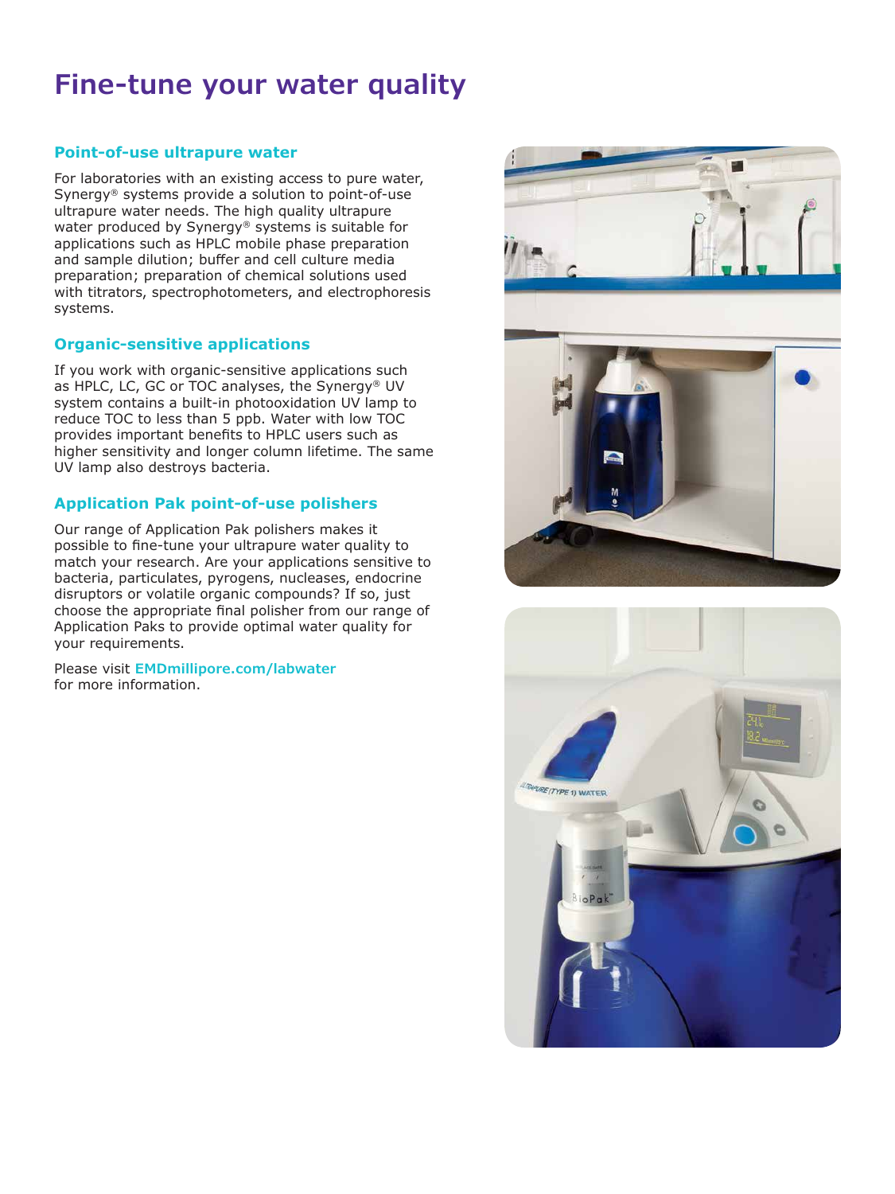# Fine-tune your water quality

## Point-of-use ultrapure water

For laboratories with an existing access to pure water, Synergy® systems provide a solution to point-of-use ultrapure water needs. The high quality ultrapure water produced by Synergy® systems is suitable for applications such as HPLC mobile phase preparation and sample dilution; buffer and cell culture media preparation; preparation of chemical solutions used with titrators, spectrophotometers, and electrophoresis systems.

## Organic-sensitive applications

If you work with organic-sensitive applications such as HPLC, LC, GC or TOC analyses, the Synergy® UV system contains a built-in photooxidation UV lamp to reduce TOC to less than 5 ppb. Water with low TOC provides important benefits to HPLC users such as higher sensitivity and longer column lifetime. The same UV lamp also destroys bacteria.

## Application Pak point-of-use polishers

Our range of Application Pak polishers makes it possible to fine-tune your ultrapure water quality to match your research. Are your applications sensitive to bacteria, particulates, pyrogens, nucleases, endocrine disruptors or volatile organic compounds? If so, just choose the appropriate final polisher from our range of Application Paks to provide optimal water quality for your requirements.

Please visit **EMDmillipore.com/labwater** for more information.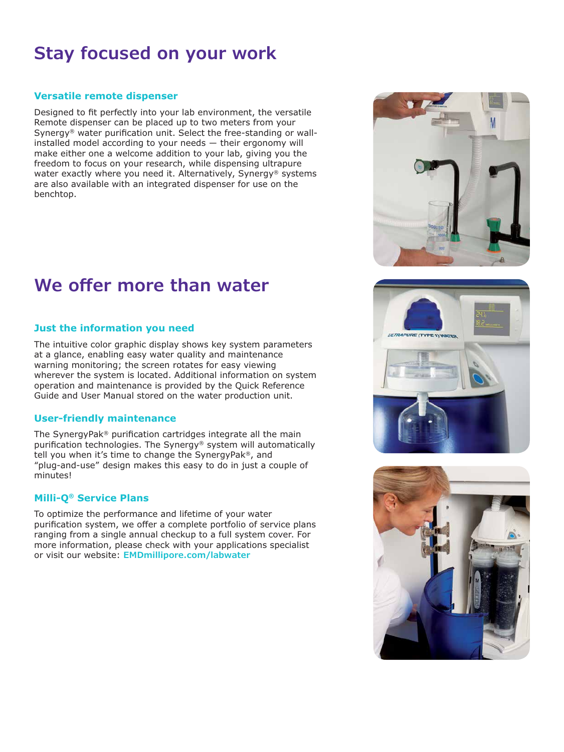# Stay focused on your work

### Versatile remote dispenser

Designed to fit perfectly into your lab environment, the versatile Remote dispenser can be placed up to two meters from your Synergy® water purification unit. Select the free-standing or wall-installed model according to your needs — their ergonomy will make either one a welcome addition to your lab, giving you the freedom to focus on your research, while dispensing ultrapure water exactly where you need it. Alternatively, Synergy® systems are also available with an integrated dispenser for use on the benchtop.

# We offer more than water

### Just the information you need

The intuitive color graphic display shows key system parameters at a glance, enabling easy water quality and maintenance warning monitoring; the screen rotates for easy viewing wherever the system is located. Additional information on system operation and maintenance is provided by the Quick Reference Guide and User Manual stored on the water production unit.

### User-friendly maintenance

The SynergyPak® purification cartridges integrate all the main purification technologies. The Synergy® system will automatically tell you when it's time to change the SynergyPak®, and "plug-and-use" design makes this easy to do in just a couple of minutes!

### Milli-Q® Service Plans

To optimize the performance and lifetime of your water purification system, we offer a complete portfolio of service plans ranging from a single annual checkup to a full system cover. For more information, please check with your applications specialist or visit our website: **EMDmillipore.com/labwater**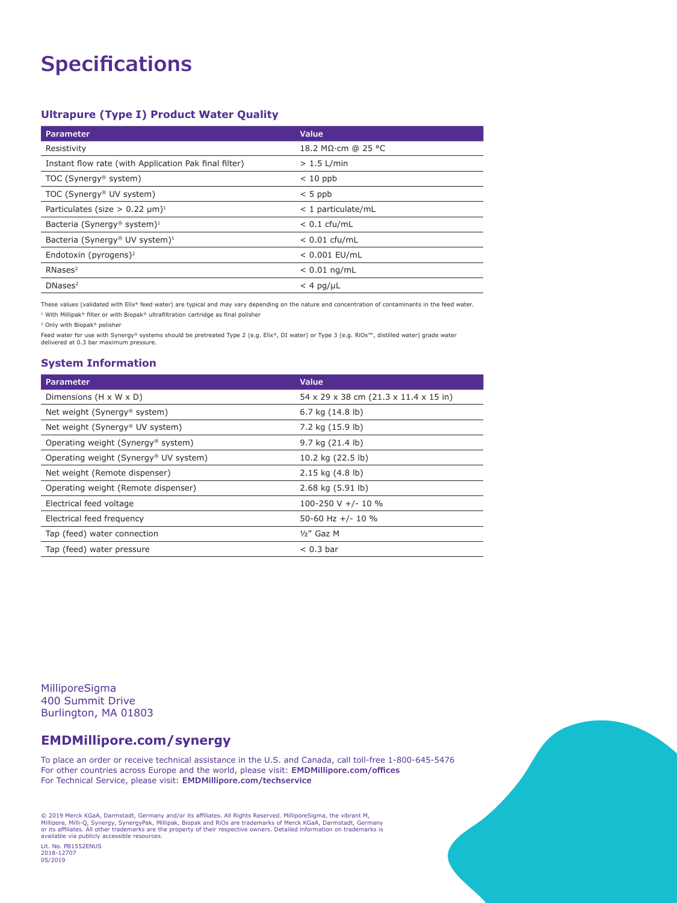# Specifications

### Ultrapure (Type I) Product Water Quality

| Parameter | Value |
|---|---|
| Resistivity | 18.2 MΩ·cm @ 25 °C |
| Instant flow rate (with Application Pak final filter) | > 1.5 L/min |
| TOC (Synergy® system) | < 10 ppb |
| TOC (Synergy® UV system) | < 5 ppb |
| Particulates (size > 0.22 µm)[1] | < 1 particulate/mL |
| Bacteria (Synergy® system)[1] | < 0.1 cfu/mL |
| Bacteria (Synergy® UV system)[1] | < 0.01 cfu/mL |
| Endotoxin (pyrogens)[2] | < 0.001 EU/mL |
| RNases[2] | < 0.01 ng/mL |
| DNases[2] | < 4 pg/µL |

These values (validated with Elix® feed water) are typical and may vary depending on the nature and concentration of contaminants in the feed water.

[1] With Millipak® filter or with Biopak® ultrafiltration cartridge as final polisher

[2] Only with Biopak® polisher

Feed water for use with Synergy® systems should be pretreated Type 2 (e.g. Elix®, DI water) or Type 3 (e.g. RiOs™, distilled water) grade water delivered at 0.3 bar maximum pressure.

### System Information

| Parameter | Value |
|---|---|
| Dimensions (H x W x D) | 54 x 29 x 38 cm (21.3 x 11.4 x 15 in) |
| Net weight (Synergy® system) | 6.7 kg (14.8 lb) |
| Net weight (Synergy® UV system) | 7.2 kg (15.9 lb) |
| Operating weight (Synergy® system) | 9.7 kg (21.4 lb) |
| Operating weight (Synergy® UV system) | 10.2 kg (22.5 lb) |
| Net weight (Remote dispenser) | 2.15 kg (4.8 lb) |
| Operating weight (Remote dispenser) | 2.68 kg (5.91 lb) |
| Electrical feed voltage | 100-250 V +/- 10 % |
| Electrical feed frequency | 50-60 Hz +/- 10 % |
| Tap (feed) water connection | ½" Gaz M |
| Tap (feed) water pressure | < 0.3 bar |

MilliporeSigma
400 Summit Drive
Burlington, MA 01803

## EMDMillipore.com/synergy

To place an order or receive technical assistance in the U.S. and Canada, call toll-free 1-800-645-5476
For other countries across Europe and the world, please visit: **EMDMillipore.com/offices**
For Technical Service, please visit: **EMDMillipore.com/techservice**

© 2019 Merck KGaA, Darmstadt, Germany and/or its affiliates. All Rights Reserved. MilliporeSigma, the vibrant M, Millipore, Milli-Q, Synergy, SynergyPak, Millipak, Biopak and RiOs are trademarks of Merck KGaA, Darmstadt, Germany or its affiliates. All other trademarks are the property of their respective owners. Detailed information on trademarks is available via publicly accessible resources.

Lit. No. PB1552ENUS
2018-12707
05/2019